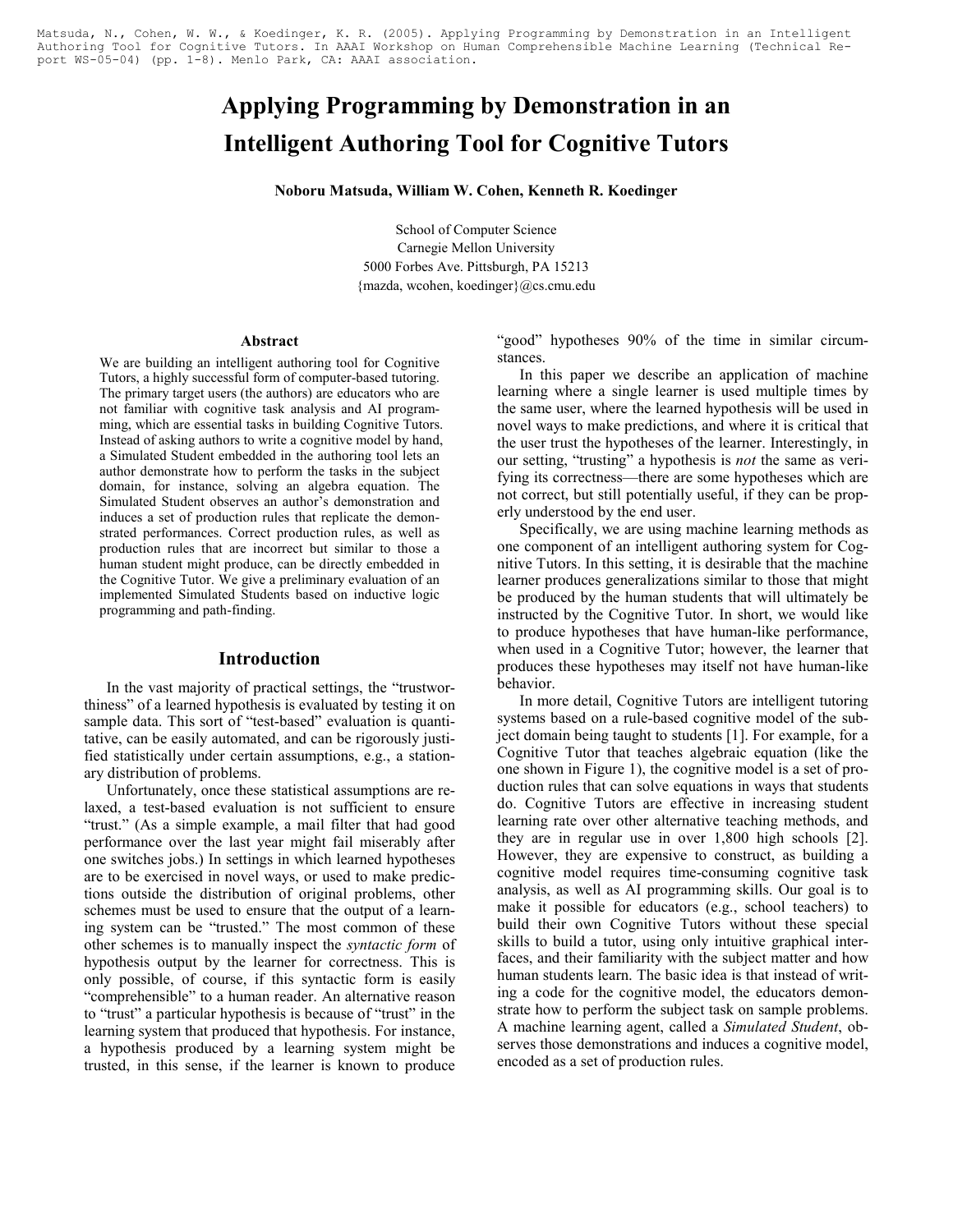Matsuda, N., Cohen, W. W., & Koedinger, K. R. (2005). Applying Programming by Demonstration in an Intelligent Authoring Tool for Cognitive Tutors. In AAAI Workshop on Human Comprehensible Machine Learning (Technical Report WS-05-04) (pp. 1-8). Menlo Park, CA: AAAI association.

# Applying Programming by Demonstration in an Intelligent Authoring Tool for Cognitive Tutors

**Noboru Matsuda, William W. Cohen, Kenneth R. Koedinger**

School of Computer Science
Carnegie Mellon University
5000 Forbes Ave. Pittsburgh, PA 15213
{mazda, wcohen, koedinger}@cs.cmu.edu

### Abstract

We are building an intelligent authoring tool for Cognitive Tutors, a highly successful form of computer-based tutoring. The primary target users (the authors) are educators who are not familiar with cognitive task analysis and AI programming, which are essential tasks in building Cognitive Tutors. Instead of asking authors to write a cognitive model by hand, a Simulated Student embedded in the authoring tool lets an author demonstrate how to perform the tasks in the subject domain, for instance, solving an algebra equation. The Simulated Student observes an author's demonstration and induces a set of production rules that replicate the demonstrated performances. Correct production rules, as well as production rules that are incorrect but similar to those a human student might produce, can be directly embedded in the Cognitive Tutor. We give a preliminary evaluation of an implemented Simulated Students based on inductive logic programming and path-finding.

## Introduction

In the vast majority of practical settings, the "trustworthiness" of a learned hypothesis is evaluated by testing it on sample data. This sort of "test-based" evaluation is quantitative, can be easily automated, and can be rigorously justified statistically under certain assumptions, e.g., a stationary distribution of problems.

Unfortunately, once these statistical assumptions are relaxed, a test-based evaluation is not sufficient to ensure "trust." (As a simple example, a mail filter that had good performance over the last year might fail miserably after one switches jobs.) In settings in which learned hypotheses are to be exercised in novel ways, or used to make predictions outside the distribution of original problems, other schemes must be used to ensure that the output of a learning system can be "trusted." The most common of these other schemes is to manually inspect the *syntactic form* of hypothesis output by the learner for correctness. This is only possible, of course, if this syntactic form is easily "comprehensible" to a human reader. An alternative reason to "trust" a particular hypothesis is because of "trust" in the learning system that produced that hypothesis. For instance, a hypothesis produced by a learning system might be trusted, in this sense, if the learner is known to produce "good" hypotheses 90% of the time in similar circumstances.

In this paper we describe an application of machine learning where a single learner is used multiple times by the same user, where the learned hypothesis will be used in novel ways to make predictions, and where it is critical that the user trust the hypotheses of the learner. Interestingly, in our setting, "trusting" a hypothesis is *not* the same as verifying its correctness—there are some hypotheses which are not correct, but still potentially useful, if they can be properly understood by the end user.

Specifically, we are using machine learning methods as one component of an intelligent authoring system for Cognitive Tutors. In this setting, it is desirable that the machine learner produces generalizations similar to those that might be produced by the human students that will ultimately be instructed by the Cognitive Tutor. In short, we would like to produce hypotheses that have human-like performance, when used in a Cognitive Tutor; however, the learner that produces these hypotheses may itself not have human-like behavior.

In more detail, Cognitive Tutors are intelligent tutoring systems based on a rule-based cognitive model of the subject domain being taught to students [1]. For example, for a Cognitive Tutor that teaches algebraic equation (like the one shown in Figure 1), the cognitive model is a set of production rules that can solve equations in ways that students do. Cognitive Tutors are effective in increasing student learning rate over other alternative teaching methods, and they are in regular use in over 1,800 high schools [2]. However, they are expensive to construct, as building a cognitive model requires time-consuming cognitive task analysis, as well as AI programming skills. Our goal is to make it possible for educators (e.g., school teachers) to build their own Cognitive Tutors without these special skills to build a tutor, using only intuitive graphical interfaces, and their familiarity with the subject matter and how human students learn. The basic idea is that instead of writing a code for the cognitive model, the educators demonstrate how to perform the subject task on sample problems. A machine learning agent, called a *Simulated Student*, observes those demonstrations and induces a cognitive model, encoded as a set of production rules.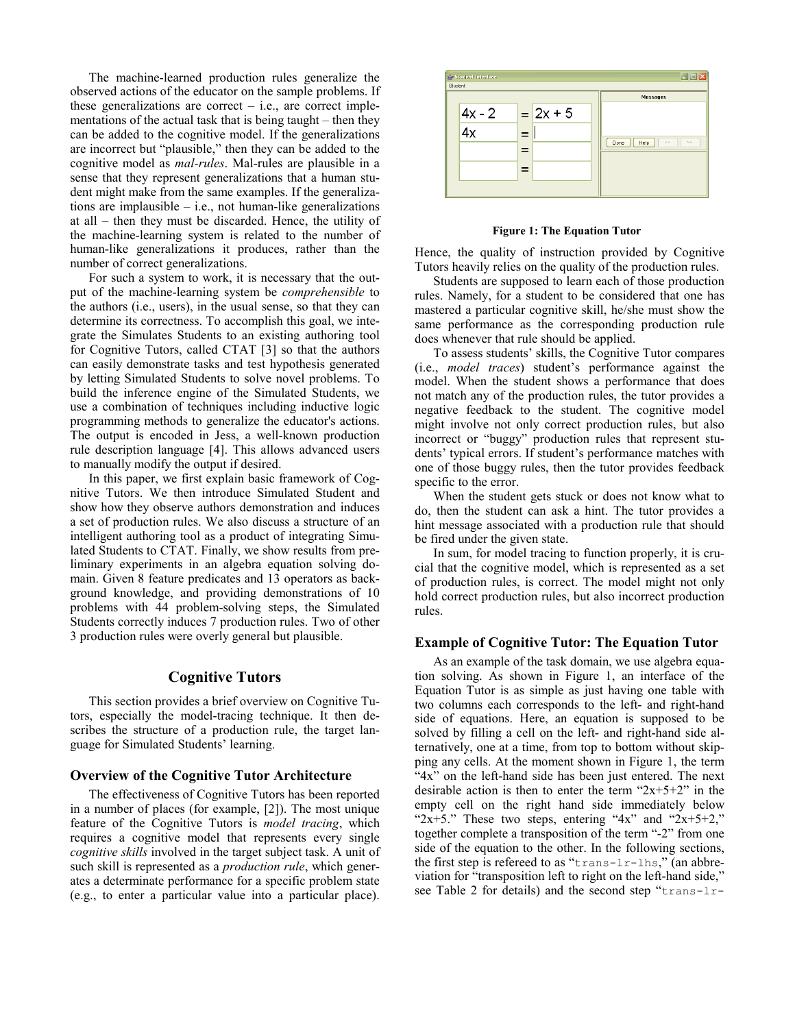The machine-learned production rules generalize the observed actions of the educator on the sample problems. If these generalizations are correct – i.e., are correct implementations of the actual task that is being taught – then they can be added to the cognitive model. If the generalizations are incorrect but "plausible," then they can be added to the cognitive model as *mal-rules*. Mal-rules are plausible in a sense that they represent generalizations that a human student might make from the same examples. If the generalizations are implausible – i.e., not human-like generalizations at all – then they must be discarded. Hence, the utility of the machine-learning system is related to the number of human-like generalizations it produces, rather than the number of correct generalizations.

For such a system to work, it is necessary that the output of the machine-learning system be *comprehensible* to the authors (i.e., users), in the usual sense, so that they can determine its correctness. To accomplish this goal, we integrate the Simulates Students to an existing authoring tool for Cognitive Tutors, called CTAT [3] so that the authors can easily demonstrate tasks and test hypothesis generated by letting Simulated Students to solve novel problems. To build the inference engine of the Simulated Students, we use a combination of techniques including inductive logic programming methods to generalize the educator's actions. The output is encoded in Jess, a well-known production rule description language [4]. This allows advanced users to manually modify the output if desired.

In this paper, we first explain basic framework of Cognitive Tutors. We then introduce Simulated Student and show how they observe authors demonstration and induces a set of production rules. We also discuss a structure of an intelligent authoring tool as a product of integrating Simulated Students to CTAT. Finally, we show results from preliminary experiments in an algebra equation solving domain. Given 8 feature predicates and 13 operators as background knowledge, and providing demonstrations of 10 problems with 44 problem-solving steps, the Simulated Students correctly induces 7 production rules. Two of other 3 production rules were overly general but plausible.

## Cognitive Tutors

This section provides a brief overview on Cognitive Tutors, especially the model-tracing technique. It then describes the structure of a production rule, the target language for Simulated Students' learning.

### Overview of the Cognitive Tutor Architecture

The effectiveness of Cognitive Tutors has been reported in a number of places (for example, [2]). The most unique feature of the Cognitive Tutors is *model tracing*, which requires a cognitive model that represents every single *cognitive skills* involved in the target subject task. A unit of such skill is represented as a *production rule*, which generates a determinate performance for a specific problem state (e.g., to enter a particular value into a particular place).

**Figure 1: The Equation Tutor**

Hence, the quality of instruction provided by Cognitive Tutors heavily relies on the quality of the production rules.

Students are supposed to learn each of those production rules. Namely, for a student to be considered that one has mastered a particular cognitive skill, he/she must show the same performance as the corresponding production rule does whenever that rule should be applied.

To assess students' skills, the Cognitive Tutor compares (i.e., *model traces*) student's performance against the model. When the student shows a performance that does not match any of the production rules, the tutor provides a negative feedback to the student. The cognitive model might involve not only correct production rules, but also incorrect or "buggy" production rules that represent students' typical errors. If student's performance matches with one of those buggy rules, then the tutor provides feedback specific to the error.

When the student gets stuck or does not know what to do, then the student can ask a hint. The tutor provides a hint message associated with a production rule that should be fired under the given state.

In sum, for model tracing to function properly, it is crucial that the cognitive model, which is represented as a set of production rules, is correct. The model might not only hold correct production rules, but also incorrect production rules.

### Example of Cognitive Tutor: The Equation Tutor

As an example of the task domain, we use algebra equation solving. As shown in Figure 1, an interface of the Equation Tutor is as simple as just having one table with two columns each corresponds to the left- and right-hand side of equations. Here, an equation is supposed to be solved by filling a cell on the left- and right-hand side alternatively, one at a time, from top to bottom without skipping any cells. At the moment shown in Figure 1, the term "4x" on the left-hand side has been just entered. The next desirable action is then to enter the term "2x+5+2" in the empty cell on the right hand side immediately below "2x+5." These two steps, entering "4x" and "2x+5+2," together complete a transposition of the term "-2" from one side of the equation to the other. In the following sections, the first step is refereed to as "`trans-lr-lhs`," (an abbreviation for "transposition left to right on the left-hand side," see Table 2 for details) and the second step "`trans-lr-`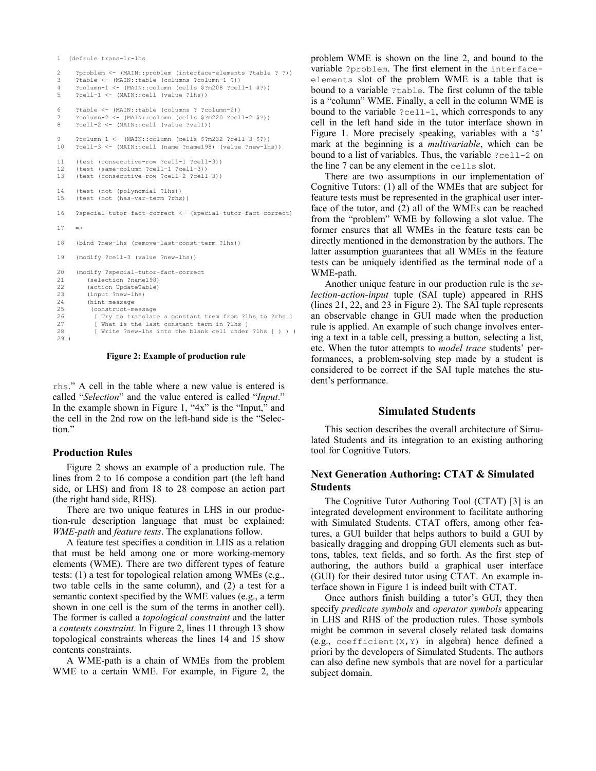```
1  (defrule trans-lr-lhs

2     ?problem <- (MAIN::problem (interface-elements ?table ? ?))
3     ?table <- (MAIN::table (columns ?column-1 ?))
4     ?column-1 <- (MAIN::column (cells $?m208 ?cell-1 $?))
5     ?cell-1 <- (MAIN::cell (value ?lhs))

6     ?table <- (MAIN::table (columns ? ?column-2))
7     ?column-2 <- (MAIN::column (cells $?m220 ?cell-2 $?))
8     ?cell-2 <- (MAIN::cell (value ?val1))

9     ?column-1 <- (MAIN::column (cells $?m232 ?cell-3 $?))
10    ?cell-3 <- (MAIN::cell (name ?name198) (value ?new-lhs))

11    (test (consecutive-row ?cell-1 ?cell-3))
12    (test (same-column ?cell-1 ?cell-3))
13    (test (consecutive-row ?cell-2 ?cell-3))

14    (test (not (polynomial ?lhs))
15    (test (not (has-var-term ?rhs))

16    ?special-tutor-fact-correct <- (special-tutor-fact-correct)

17    =>

18    (bind ?new-lhs (remove-last-const-term ?lhs))

19    (modify ?cell-3 (value ?new-lhs))

20    (modify ?special-tutor-fact-correct
21       (selection ?name198)
22       (action UpdateTable)
23       (input ?new-lhs)
24       (hint-message
25        (construct-message
26          [ Try to translate a constant trem from ?lhs to ?rhs ]
27          [ What is the last constant term in ?lhs ]
28          [ Write ?new-lhs into the blank cell under ?lhs ] ) ) )
29 )
```

**Figure 2: Example of production rule**

rhs." A cell in the table where a new value is entered is called "*Selection*" and the value entered is called "*Input*." In the example shown in Figure 1, "4x" is the "Input," and the cell in the 2nd row on the left-hand side is the "Selection."

### Production Rules

Figure 2 shows an example of a production rule. The lines from 2 to 16 compose a condition part (the left hand side, or LHS) and from 18 to 28 compose an action part (the right hand side, RHS).

There are two unique features in LHS in our production-rule description language that must be explained: *WME-path* and *feature tests*. The explanations follow.

A feature test specifies a condition in LHS as a relation that must be held among one or more working-memory elements (WME). There are two different types of feature tests: (1) a test for topological relation among WMEs (e.g., two table cells in the same column), and (2) a test for a semantic context specified by the WME values (e.g., a term shown in one cell is the sum of the terms in another cell). The former is called a *topological constraint* and the latter a *contents constraint*. In Figure 2, lines 11 through 13 show topological constraints whereas the lines 14 and 15 show contents constraints.

A WME-path is a chain of WMEs from the problem WME to a certain WME. For example, in Figure 2, the problem WME is shown on the line 2, and bound to the variable `?problem`. The first element in the `interface-elements` slot of the problem WME is a table that is bound to a variable `?table`. The first column of the table is a "column" WME. Finally, a cell in the column WME is bound to the variable `?cell-1`, which corresponds to any cell in the left hand side in the tutor interface shown in Figure 1. More precisely speaking, variables with a '`$`' mark at the beginning is a *multivariable*, which can be bound to a list of variables. Thus, the variable `?cell-2` on the line 7 can be any element in the `cells` slot.

There are two assumptions in our implementation of Cognitive Tutors: (1) all of the WMEs that are subject for feature tests must be represented in the graphical user interface of the tutor, and (2) all of the WMEs can be reached from the "problem" WME by following a slot value. The former ensures that all WMEs in the feature tests can be directly mentioned in the demonstration by the authors. The latter assumption guarantees that all WMEs in the feature tests can be uniquely identified as the terminal node of a WME-path.

Another unique feature in our production rule is the *selection-action-input* tuple (SAI tuple) appeared in RHS (lines 21, 22, and 23 in Figure 2). The SAI tuple represents an observable change in GUI made when the production rule is applied. An example of such change involves entering a text in a table cell, pressing a button, selecting a list, etc. When the tutor attempts to *model trace* students' performances, a problem-solving step made by a student is considered to be correct if the SAI tuple matches the student's performance.

## Simulated Students

This section describes the overall architecture of Simulated Students and its integration to an existing authoring tool for Cognitive Tutors.

### Next Generation Authoring: CTAT & Simulated Students

The Cognitive Tutor Authoring Tool (CTAT) [3] is an integrated development environment to facilitate authoring with Simulated Students. CTAT offers, among other features, a GUI builder that helps authors to build a GUI by basically dragging and dropping GUI elements such as buttons, tables, text fields, and so forth. As the first step of authoring, the authors build a graphical user interface (GUI) for their desired tutor using CTAT. An example interface shown in Figure 1 is indeed built with CTAT.

Once authors finish building a tutor's GUI, they then specify *predicate symbols* and *operator symbols* appearing in LHS and RHS of the production rules. Those symbols might be common in several closely related task domains (e.g., `coefficient(X,Y)` in algebra) hence defined a priori by the developers of Simulated Students. The authors can also define new symbols that are novel for a particular subject domain.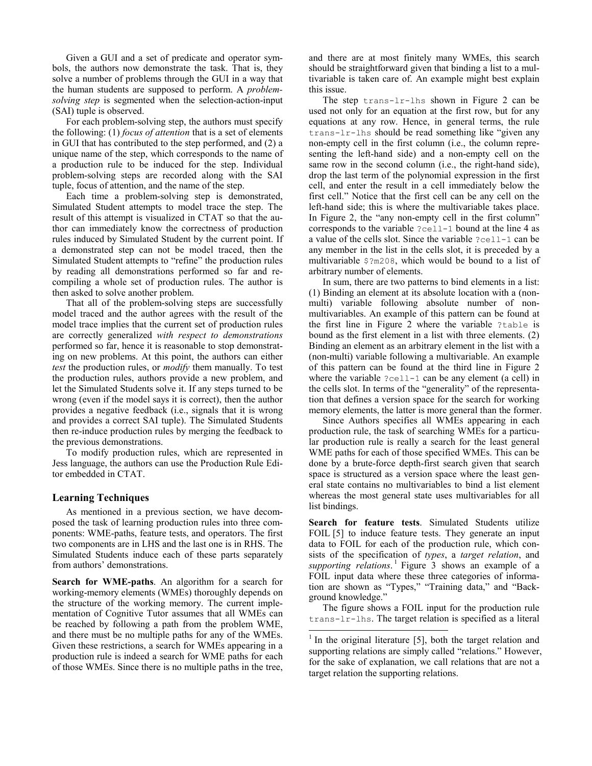Given a GUI and a set of predicate and operator symbols, the authors now demonstrate the task. That is, they solve a number of problems through the GUI in a way that the human students are supposed to perform. A *problem-solving step* is segmented when the selection-action-input (SAI) tuple is observed.

For each problem-solving step, the authors must specify the following: (1) *focus of attention* that is a set of elements in GUI that has contributed to the step performed, and (2) a unique name of the step, which corresponds to the name of a production rule to be induced for the step. Individual problem-solving steps are recorded along with the SAI tuple, focus of attention, and the name of the step.

Each time a problem-solving step is demonstrated, Simulated Student attempts to model trace the step. The result of this attempt is visualized in CTAT so that the author can immediately know the correctness of production rules induced by Simulated Student by the current point. If a demonstrated step can not be model traced, then the Simulated Student attempts to "refine" the production rules by reading all demonstrations performed so far and recompiling a whole set of production rules. The author is then asked to solve another problem.

That all of the problem-solving steps are successfully model traced and the author agrees with the result of the model trace implies that the current set of production rules are correctly generalized *with respect to demonstrations* performed so far, hence it is reasonable to stop demonstrating on new problems. At this point, the authors can either *test* the production rules, or *modify* them manually. To test the production rules, authors provide a new problem, and let the Simulated Students solve it. If any steps turned to be wrong (even if the model says it is correct), then the author provides a negative feedback (i.e., signals that it is wrong and provides a correct SAI tuple). The Simulated Students then re-induce production rules by merging the feedback to the previous demonstrations.

To modify production rules, which are represented in Jess language, the authors can use the Production Rule Editor embedded in CTAT.

## Learning Techniques

As mentioned in a previous section, we have decomposed the task of learning production rules into three components: WME-paths, feature tests, and operators. The first two components are in LHS and the last one is in RHS. The Simulated Students induce each of these parts separately from authors' demonstrations.

**Search for WME-paths**. An algorithm for a search for working-memory elements (WMEs) thoroughly depends on the structure of the working memory. The current implementation of Cognitive Tutor assumes that all WMEs can be reached by following a path from the problem WME, and there must be no multiple paths for any of the WMEs. Given these restrictions, a search for WMEs appearing in a production rule is indeed a search for WME paths for each of those WMEs. Since there is no multiple paths in the tree, and there are at most finitely many WMEs, this search should be straightforward given that binding a list to a multivariable is taken care of. An example might best explain this issue.

The step `trans-lr-lhs` shown in Figure 2 can be used not only for an equation at the first row, but for any equations at any row. Hence, in general terms, the rule `trans-lr-lhs` should be read something like "given any non-empty cell in the first column (i.e., the column representing the left-hand side) and a non-empty cell on the same row in the second column (i.e., the right-hand side), drop the last term of the polynomial expression in the first cell, and enter the result in a cell immediately below the first cell." Notice that the first cell can be any cell on the left-hand side; this is where the multivariable takes place. In Figure 2, the "any non-empty cell in the first column" corresponds to the variable `?cell-1` bound at the line 4 as a value of the cells slot. Since the variable `?cell-1` can be any member in the list in the cells slot, it is preceded by a multivariable `$?m208`, which would be bound to a list of arbitrary number of elements.

In sum, there are two patterns to bind elements in a list: (1) Binding an element at its absolute location with a (non-multi) variable following absolute number of non-multivariables. An example of this pattern can be found at the first line in Figure 2 where the variable `?table` is bound as the first element in a list with three elements. (2) Binding an element as an arbitrary element in the list with a (non-multi) variable following a multivariable. An example of this pattern can be found at the third line in Figure 2 where the variable `?cell-1` can be any element (a cell) in the cells slot. In terms of the "generality" of the representation that defines a version space for the search for working memory elements, the latter is more general than the former.

Since Authors specifies all WMEs appearing in each production rule, the task of searching WMEs for a particular production rule is really a search for the least general WME paths for each of those specified WMEs. This can be done by a brute-force depth-first search given that search space is structured as a version space where the least general state contains no multivariables to bind a list element whereas the most general state uses multivariables for all list bindings.

**Search for feature tests**. Simulated Students utilize FOIL [5] to induce feature tests. They generate an input data to FOIL for each of the production rule, which consists of the specification of *types*, a *target relation*, and *supporting relations*.[1] Figure 3 shows an example of a FOIL input data where these three categories of information are shown as "Types," "Training data," and "Background knowledge."

The figure shows a FOIL input for the production rule `trans-lr-lhs`. The target relation is specified as a literal

[1] In the original literature [5], both the target relation and supporting relations are simply called "relations." However, for the sake of explanation, we call relations that are not a target relation the supporting relations.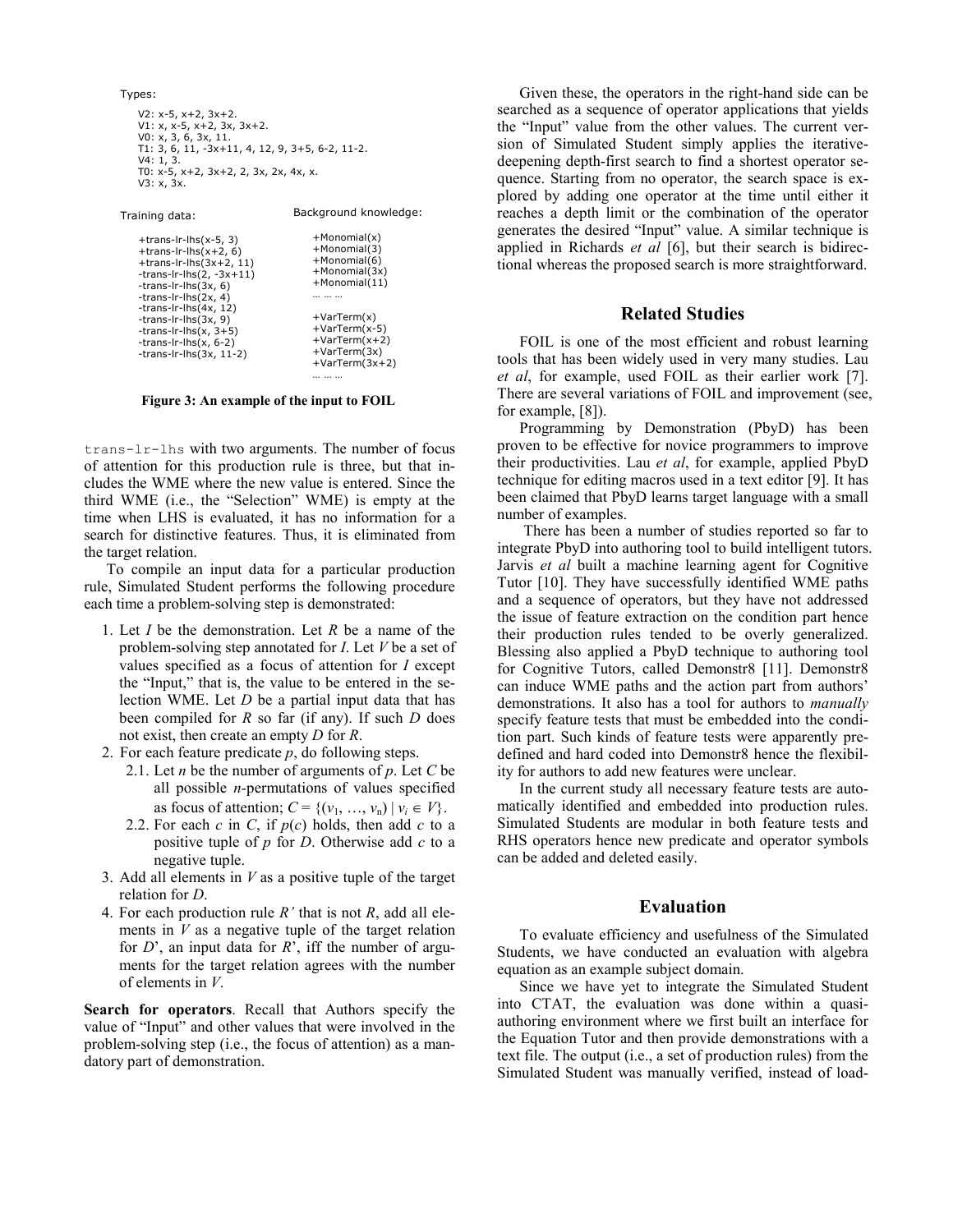```
Types:

V2: x-5, x+2, 3x+2.
V1: x, x-5, x+2, 3x, 3x+2.
V0: x, 3, 6, 3x, 11.
T1: 3, 6, 11, -3x+11, 4, 12, 9, 3+5, 6-2, 11-2.
V4: 1, 3.
T0: x-5, x+2, 3x+2, 2, 3x, 2x, 4x, x.
V3: x, 3x.
```

```
Training data:                 Background knowledge:

+trans-lr-lhs(x-5, 3)          +Monomial(x)
+trans-lr-lhs(x+2, 6)          +Monomial(3)
+trans-lr-lhs(3x+2, 11)        +Monomial(6)
-trans-lr-lhs(2, -3x+11)       +Monomial(3x)
-trans-lr-lhs(3x, 6)           +Monomial(11)
-trans-lr-lhs(2x, 4)           ... ... ...
-trans-lr-lhs(4x, 12)
-trans-lr-lhs(3x, 9)           +VarTerm(x)
-trans-lr-lhs(x, 3+5)          +VarTerm(x-5)
-trans-lr-lhs(x, 6-2)          +VarTerm(x+2)
-trans-lr-lhs(3x, 11-2)        +VarTerm(3x)
                               +VarTerm(3x+2)
                               ... ... ...
```

**Figure 3: An example of the input to FOIL**

trans-lr-lhs with two arguments. The number of focus of attention for this production rule is three, but that includes the WME where the new value is entered. Since the third WME (i.e., the "Selection" WME) is empty at the time when LHS is evaluated, it has no information for a search for distinctive features. Thus, it is eliminated from the target relation.

To compile an input data for a particular production rule, Simulated Student performs the following procedure each time a problem-solving step is demonstrated:

1. Let *I* be the demonstration. Let *R* be a name of the problem-solving step annotated for *I*. Let *V* be a set of values specified as a focus of attention for *I* except the "Input," that is, the value to be entered in the selection WME. Let *D* be a partial input data that has been compiled for *R* so far (if any). If such *D* does not exist, then create an empty *D* for *R*.
2. For each feature predicate *p*, do following steps.
   2.1. Let *n* be the number of arguments of *p*. Let *C* be all possible *n*-permutations of values specified as focus of attention; $C = \{(v_1, \ldots, v_n) \mid v_i \in V\}$.
   2.2. For each *c* in *C*, if *p*(*c*) holds, then add *c* to a positive tuple of *p* for *D*. Otherwise add *c* to a negative tuple.
3. Add all elements in *V* as a positive tuple of the target relation for *D*.
4. For each production rule *R'* that is not *R*, add all elements in *V* as a negative tuple of the target relation for *D'*, an input data for *R*', iff the number of arguments for the target relation agrees with the number of elements in *V*.

**Search for operators**. Recall that Authors specify the value of "Input" and other values that were involved in the problem-solving step (i.e., the focus of attention) as a mandatory part of demonstration.

Given these, the operators in the right-hand side can be searched as a sequence of operator applications that yields the "Input" value from the other values. The current version of Simulated Student simply applies the iterative-deepening depth-first search to find a shortest operator sequence. Starting from no operator, the search space is explored by adding one operator at the time until either it reaches a depth limit or the combination of the operator generates the desired "Input" value. A similar technique is applied in Richards *et al* [6], but their search is bidirectional whereas the proposed search is more straightforward.

## Related Studies

FOIL is one of the most efficient and robust learning tools that has been widely used in very many studies. Lau *et al*, for example, used FOIL as their earlier work [7]. There are several variations of FOIL and improvement (see, for example, [8]).

Programming by Demonstration (PbyD) has been proven to be effective for novice programmers to improve their productivities. Lau *et al*, for example, applied PbyD technique for editing macros used in a text editor [9]. It has been claimed that PbyD learns target language with a small number of examples.

There has been a number of studies reported so far to integrate PbyD into authoring tool to build intelligent tutors. Jarvis *et al* built a machine learning agent for Cognitive Tutor [10]. They have successfully identified WME paths and a sequence of operators, but they have not addressed the issue of feature extraction on the condition part hence their production rules tended to be overly generalized. Blessing also applied a PbyD technique to authoring tool for Cognitive Tutors, called Demonstr8 [11]. Demonstr8 can induce WME paths and the action part from authors' demonstrations. It also has a tool for authors to *manually* specify feature tests that must be embedded into the condition part. Such kinds of feature tests were apparently predefined and hard coded into Demonstr8 hence the flexibility for authors to add new features were unclear.

In the current study all necessary feature tests are automatically identified and embedded into production rules. Simulated Students are modular in both feature tests and RHS operators hence new predicate and operator symbols can be added and deleted easily.

## Evaluation

To evaluate efficiency and usefulness of the Simulated Students, we have conducted an evaluation with algebra equation as an example subject domain.

Since we have yet to integrate the Simulated Student into CTAT, the evaluation was done within a quasi-authoring environment where we first built an interface for the Equation Tutor and then provide demonstrations with a text file. The output (i.e., a set of production rules) from the Simulated Student was manually verified, instead of load-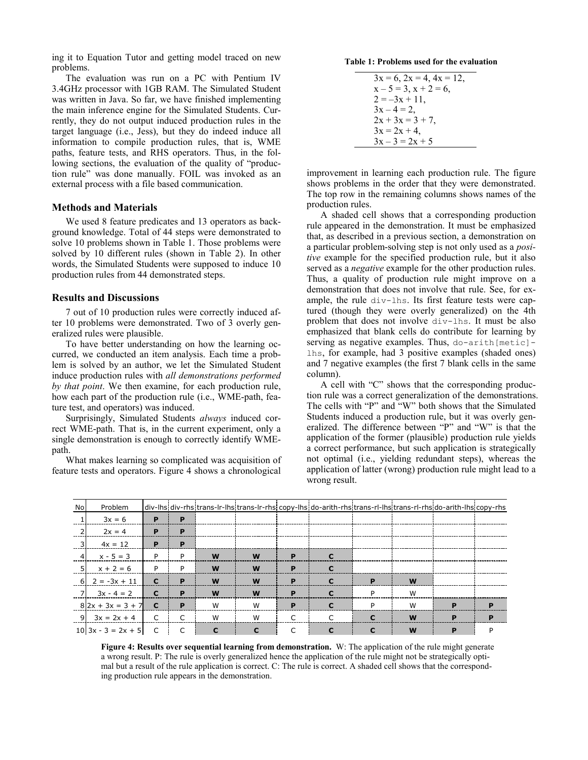ing it to Equation Tutor and getting model traced on new problems.

The evaluation was run on a PC with Pentium IV 3.4GHz processor with 1GB RAM. The Simulated Student was written in Java. So far, we have finished implementing the main inference engine for the Simulated Students. Currently, they do not output induced production rules in the target language (i.e., Jess), but they do indeed induce all information to compile production rules, that is, WME paths, feature tests, and RHS operators. Thus, in the following sections, the evaluation of the quality of "production rule" was done manually. FOIL was invoked as an external process with a file based communication.

## Methods and Materials

We used 8 feature predicates and 13 operators as background knowledge. Total of 44 steps were demonstrated to solve 10 problems shown in Table 1. Those problems were solved by 10 different rules (shown in Table 2). In other words, the Simulated Students were supposed to induce 10 production rules from 44 demonstrated steps.

## Results and Discussions

7 out of 10 production rules were correctly induced after 10 problems were demonstrated. Two of 3 overly generalized rules were plausible.

To have better understanding on how the learning occurred, we conducted an item analysis. Each time a problem is solved by an author, we let the Simulated Student induce production rules with *all demonstrations performed by that point*. We then examine, for each production rule, how each part of the production rule (i.e., WME-path, feature test, and operators) was induced.

Surprisingly, Simulated Students *always* induced correct WME-path. That is, in the current experiment, only a single demonstration is enough to correctly identify WME-path.

What makes learning so complicated was acquisition of feature tests and operators. Figure 4 shows a chronological improvement in learning each production rule. The figure shows problems in the order that they were demonstrated. The top row in the remaining columns shows names of the production rules.

**Table 1: Problems used for the evaluation**

| |
|---|
| $3x = 6$, $2x = 4$, $4x = 12$, |
| $x - 5 = 3$, $x + 2 = 6$, |
| $2 = -3x + 11$, |
| $3x - 4 = 2$, |
| $2x + 3x = 3 + 7$, |
| $3x = 2x + 4$, |
| $3x - 3 = 2x + 5$ |

A shaded cell shows that a corresponding production rule appeared in the demonstration. It must be emphasized that, as described in a previous section, a demonstration on a particular problem-solving step is not only used as a *positive* example for the specified production rule, but it also served as a *negative* example for the other production rules. Thus, a quality of production rule might improve on a demonstration that does not involve that rule. See, for example, the rule `div-lhs`. Its first feature tests were captured (though they were overly generalized) on the 4th problem that does not involve `div-lhs`. It must be also emphasized that blank cells do contribute for learning by serving as negative examples. Thus, `do-arith[metic]-lhs`, for example, had 3 positive examples (shaded ones) and 7 negative examples (the first 7 blank cells in the same column).

A cell with "C" shows that the corresponding production rule was a correct generalization of the demonstrations. The cells with "P" and "W" both shows that the Simulated Students induced a production rule, but it was overly generalized. The difference between "P" and "W" is that the application of the former (plausible) production rule yields a correct performance, but such application is strategically not optimal (i.e., yielding redundant steps), whereas the application of latter (wrong) production rule might lead to a wrong result.

| No | Problem | div-lhs | div-rhs | trans-lr-lhs | trans-lr-rhs | copy-lhs | do-arith-rhs | trans-rl-lhs | trans-rl-rhs | do-arith-lhs | copy-rhs |
|---|---|---|---|---|---|---|---|---|---|---|---|
| 1 | 3x = 6 | **P** | **P** | | | | | | | | |
| 2 | 2x = 4 | **P** | **P** | | | | | | | | |
| 3 | 4x = 12 | **P** | **P** | | | | | | | | |
| 4 | x - 5 = 3 | P | P | **W** | **W** | **P** | **C** | | | | |
| 5 | x + 2 = 6 | P | P | **W** | **W** | **P** | **C** | | | | |
| 6 | 2 = -3x + 11 | **C** | **P** | **W** | **W** | **P** | **C** | **P** | **W** | | |
| 7 | 3x - 4 = 2 | **C** | **P** | **W** | **W** | **P** | **C** | P | W | | |
| 8 | 2x + 3x = 3 + 7 | **C** | **P** | W | W | **P** | **C** | P | W | **P** | **P** |
| 9 | 3x = 2x + 4 | C | C | W | W | C | C | **C** | **W** | **P** | **P** |
| 10 | 3x - 3 = 2x + 5 | C | C | **C** | **C** | C | **C** | **C** | **W** | **P** | P |

**Figure 4: Results over sequential learning from demonstration.** W: The application of the rule might generate a wrong result. P: The rule is overly generalized hence the application of the rule might not be strategically optimal but a result of the rule application is correct. C: The rule is correct. A shaded cell shows that the corresponding production rule appears in the demonstration.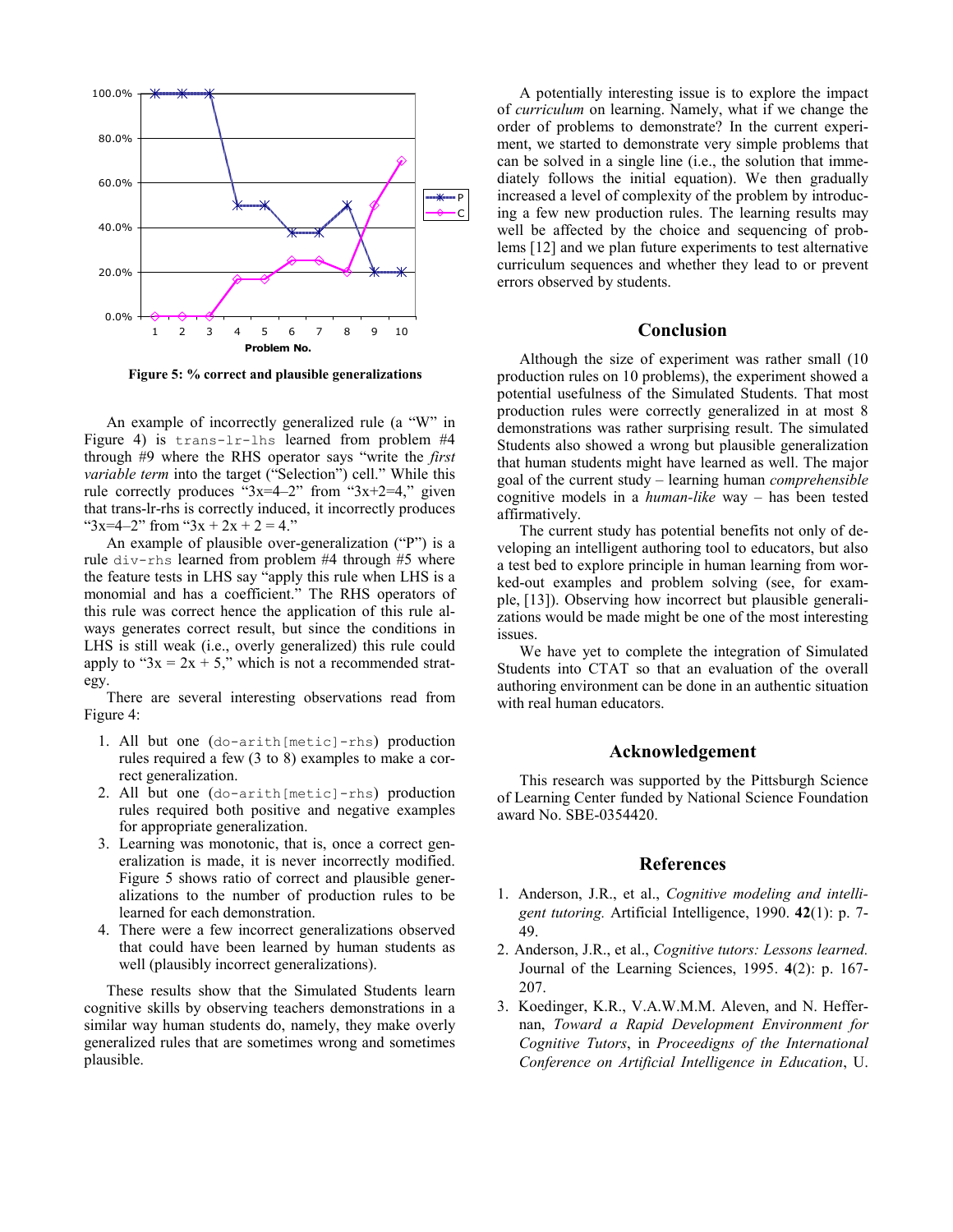Figure 5: % correct and plausible generalizations

An example of incorrectly generalized rule (a "W" in Figure 4) is `trans-lr-lhs` learned from problem #4 through #9 where the RHS operator says "write the *first variable term* into the target ("Selection") cell." While this rule correctly produces "3x=4–2" from "3x+2=4," given that trans-lr-rhs is correctly induced, it incorrectly produces "3x=4–2" from "3x + 2x + 2 = 4."

An example of plausible over-generalization ("P") is a rule `div-rhs` learned from problem #4 through #5 where the feature tests in LHS say "apply this rule when LHS is a monomial and has a coefficient." The RHS operators of this rule was correct hence the application of this rule always generates correct result, but since the conditions in LHS is still weak (i.e., overly generalized) this rule could apply to "3x = 2x + 5," which is not a recommended strategy.

There are several interesting observations read from Figure 4:

1. All but one (`do-arith[metic]-rhs`) production rules required a few (3 to 8) examples to make a correct generalization.
2. All but one (`do-arith[metic]-rhs`) production rules required both positive and negative examples for appropriate generalization.
3. Learning was monotonic, that is, once a correct generalization is made, it is never incorrectly modified. Figure 5 shows ratio of correct and plausible generalizations to the number of production rules to be learned for each demonstration.
4. There were a few incorrect generalizations observed that could have been learned by human students as well (plausibly incorrect generalizations).

These results show that the Simulated Students learn cognitive skills by observing teachers demonstrations in a similar way human students do, namely, they make overly generalized rules that are sometimes wrong and sometimes plausible.

A potentially interesting issue is to explore the impact of *curriculum* on learning. Namely, what if we change the order of problems to demonstrate? In the current experiment, we started to demonstrate very simple problems that can be solved in a single line (i.e., the solution that immediately follows the initial equation). We then gradually increased a level of complexity of the problem by introducing a few new production rules. The learning results may well be affected by the choice and sequencing of problems [12] and we plan future experiments to test alternative curriculum sequences and whether they lead to or prevent errors observed by students.

## Conclusion

Although the size of experiment was rather small (10 production rules on 10 problems), the experiment showed a potential usefulness of the Simulated Students. That most production rules were correctly generalized in at most 8 demonstrations was rather surprising result. The simulated Students also showed a wrong but plausible generalization that human students might have learned as well. The major goal of the current study – learning human *comprehensible* cognitive models in a *human-like* way – has been tested affirmatively.

The current study has potential benefits not only of developing an intelligent authoring tool to educators, but also a test bed to explore principle in human learning from worked-out examples and problem solving (see, for example, [13]). Observing how incorrect but plausible generalizations would be made might be one of the most interesting issues.

We have yet to complete the integration of Simulated Students into CTAT so that an evaluation of the overall authoring environment can be done in an authentic situation with real human educators.

## Acknowledgement

This research was supported by the Pittsburgh Science of Learning Center funded by National Science Foundation award No. SBE-0354420.

## References

1. Anderson, J.R., et al., *Cognitive modeling and intelligent tutoring.* Artificial Intelligence, 1990. **42**(1): p. 7-49.
2. Anderson, J.R., et al., *Cognitive tutors: Lessons learned.* Journal of the Learning Sciences, 1995. **4**(2): p. 167-207.
3. Koedinger, K.R., V.A.W.M.M. Aleven, and N. Heffernan, *Toward a Rapid Development Environment for Cognitive Tutors*, in *Proceedigns of the International Conference on Artificial Intelligence in Education*, U.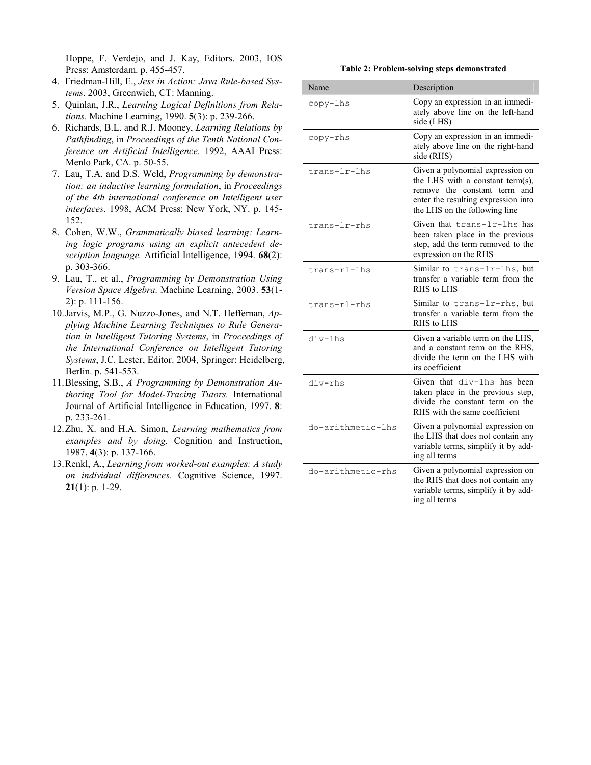Hoppe, F. Verdejo, and J. Kay, Editors. 2003, IOS Press: Amsterdam. p. 455-457.

4. Friedman-Hill, E., *Jess in Action: Java Rule-based Systems*. 2003, Greenwich, CT: Manning.
5. Quinlan, J.R., *Learning Logical Definitions from Relations.* Machine Learning, 1990. **5**(3): p. 239-266.
6. Richards, B.L. and R.J. Mooney, *Learning Relations by Pathfinding*, in *Proceedings of the Tenth National Conference on Artificial Intelligence*. 1992, AAAI Press: Menlo Park, CA. p. 50-55.
7. Lau, T.A. and D.S. Weld, *Programming by demonstration: an inductive learning formulation*, in *Proceedings of the 4th international conference on Intelligent user interfaces*. 1998, ACM Press: New York, NY. p. 145-152.
8. Cohen, W.W., *Grammatically biased learning: Learning logic programs using an explicit antecedent description language.* Artificial Intelligence, 1994. **68**(2): p. 303-366.
9. Lau, T., et al., *Programming by Demonstration Using Version Space Algebra.* Machine Learning, 2003. **53**(1-2): p. 111-156.
10. Jarvis, M.P., G. Nuzzo-Jones, and N.T. Heffernan, *Applying Machine Learning Techniques to Rule Generation in Intelligent Tutoring Systems*, in *Proceedings of the International Conference on Intelligent Tutoring Systems*, J.C. Lester, Editor. 2004, Springer: Heidelberg, Berlin. p. 541-553.
11. Blessing, S.B., *A Programming by Demonstration Authoring Tool for Model-Tracing Tutors.* International Journal of Artificial Intelligence in Education, 1997. **8**: p. 233-261.
12. Zhu, X. and H.A. Simon, *Learning mathematics from examples and by doing.* Cognition and Instruction, 1987. **4**(3): p. 137-166.
13. Renkl, A., *Learning from worked-out examples: A study on individual differences.* Cognitive Science, 1997. **21**(1): p. 1-29.

**Table 2: Problem-solving steps demonstrated**

| Name | Description |
|---|---|
| `copy-lhs` | Copy an expression in an immediately above line on the left-hand side (LHS) |
| `copy-rhs` | Copy an expression in an immediately above line on the right-hand side (RHS) |
| `trans-lr-lhs` | Given a polynomial expression on the LHS with a constant term(s), remove the constant term and enter the resulting expression into the LHS on the following line |
| `trans-lr-rhs` | Given that `trans-lr-lhs` has been taken place in the previous step, add the term removed to the expression on the RHS |
| `trans-rl-lhs` | Similar to `trans-lr-lhs`, but transfer a variable term from the RHS to LHS |
| `trans-rl-rhs` | Similar to `trans-lr-rhs`, but transfer a variable term from the RHS to LHS |
| `div-lhs` | Given a variable term on the LHS, and a constant term on the RHS, divide the term on the LHS with its coefficient |
| `div-rhs` | Given that `div-lhs` has been taken place in the previous step, divide the constant term on the RHS with the same coefficient |
| `do-arithmetic-lhs` | Given a polynomial expression on the LHS that does not contain any variable terms, simplify it by adding all terms |
| `do-arithmetic-rhs` | Given a polynomial expression on the RHS that does not contain any variable terms, simplify it by adding all terms |